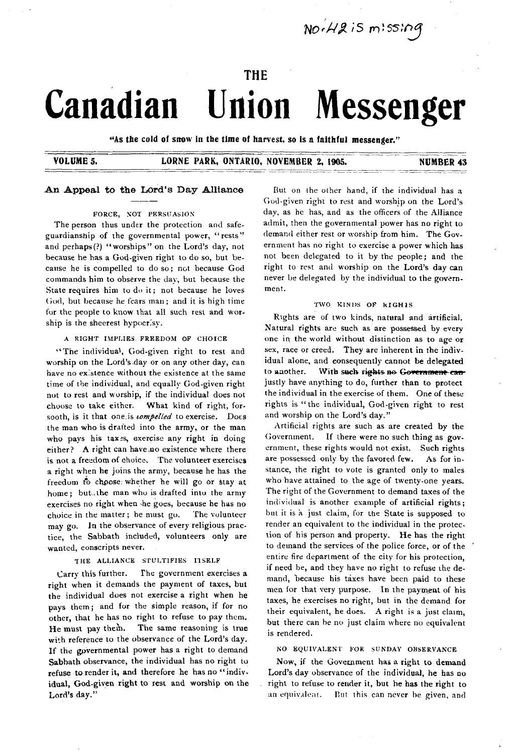No. 42 is missing

THE

# Canadian Union Messenger

"As the cold of snow in the time of harvest, so is a faithful messenger."

VOLUME 5. LORNE PARK, ONTARIO, NOVEMBER 2, 1905. NUMBER 43

## An Appeal to the Lord's Day Alliance

### FORCE, NOT PERSUASION

The person thus under the protection and safeguardianship of the governmental power, "rests" and perhaps(?) "worships" on the Lord's day, not because he has a God-given right to do so, but because he is compelled to do so; not because God commands him to observe the day, but because the State requires him to do it; not because he loves God, but because he fears man; and it is high time for the people to know that all such rest and worship is the sheerest hypocrisy.

### A RIGHT IMPLIES FREEDOM OF CHOICE

"The individual, God-given right to rest and worship on the Lord's day or on any other day, can have no existence without the existence at the same time of the individual, and equally God-given right not to rest and worship, if the individual does not choose to take either. What kind of right, forsooth, is it that one is *compelled* to exercise. Does the man who is drafted into the army, or the man who pays his taxes, exercise any right in doing either? A right can have no existence where there is not a freedom of choice. The volunteer exercises a right when he joins the army, because he has the freedom to choose whether he will go or stay at home; but the man who is drafted into the army exercises no right when he goes, because he has no choice in the matter; he must go. The volunteer may go. In the observance of every religious practice, the Sabbath included, volunteers only are wanted, conscripts never.

### THE ALLIANCE STULTIFIES ITSELF

Carry this further. The government exercises a right when it demands the payment of taxes, but the individual does not exercise a right when he pays them; and for the simple reason, if for no other, that he has no right to refuse to pay them. He must pay them. The same reasoning is true with reference to the observance of the Lord's day. If the governmental power has a right to demand Sabbath observance, the individual has no right to refuse to render it, and therefore he has no "individual, God-given right to rest and worship on the Lord's day."

But on the other hand, if the individual has a God-given right to rest and worship on the Lord's day, as he has, and as the officers of the Alliance admit, then the governmental power has no right to demand either rest or worship from him. The Government has no right to exercise a power which has not been delegated to it by the people; and the right to rest and worship on the Lord's day can never be delegated by the individual to the government.

### TWO KINDS OF RIGHTS

Rights are of two kinds, natural and artificial. Natural rights are such as are possessed by every one in the world without distinction as to age or sex, race or creed. They are inherent in the individual alone, and consequently cannot be delegated to another. With ~~such rights no Government can~~ justly have anything to do, further than to protect the individual in the exercise of them. One of these rights is "the individual, God-given right to rest and worship on the Lord's day."

Artificial rights are such as are created by the Government. If there were no such thing as government, these rights would not exist. Such rights are possessed only by the favored few. As for instance, the right to vote is granted only to males who have attained to the age of twenty-one years. The right of the Government to demand taxes of the individual is another example of artificial rights; but it is a just claim, for the State is supposed to render an equivalent to the individual in the protection of his person and property. He has the right to demand the services of the police force, or of the entire fire department of the city for his protection, if need be, and they have no right to refuse the demand, because his taxes have been paid to these men for that very purpose. In the payment of his taxes, he exercises no right, but in the demand for their equivalent, he does. A right is a just claim, but there can be no just claim where no equivalent is rendered.

### NO EQUIVALENT FOR SUNDAY OBSERVANCE

Now, if the Government has a right to demand Lord's day observance of the individual, he has no right to refuse to render it, but he has the right to an equivalent. But this can never be given, and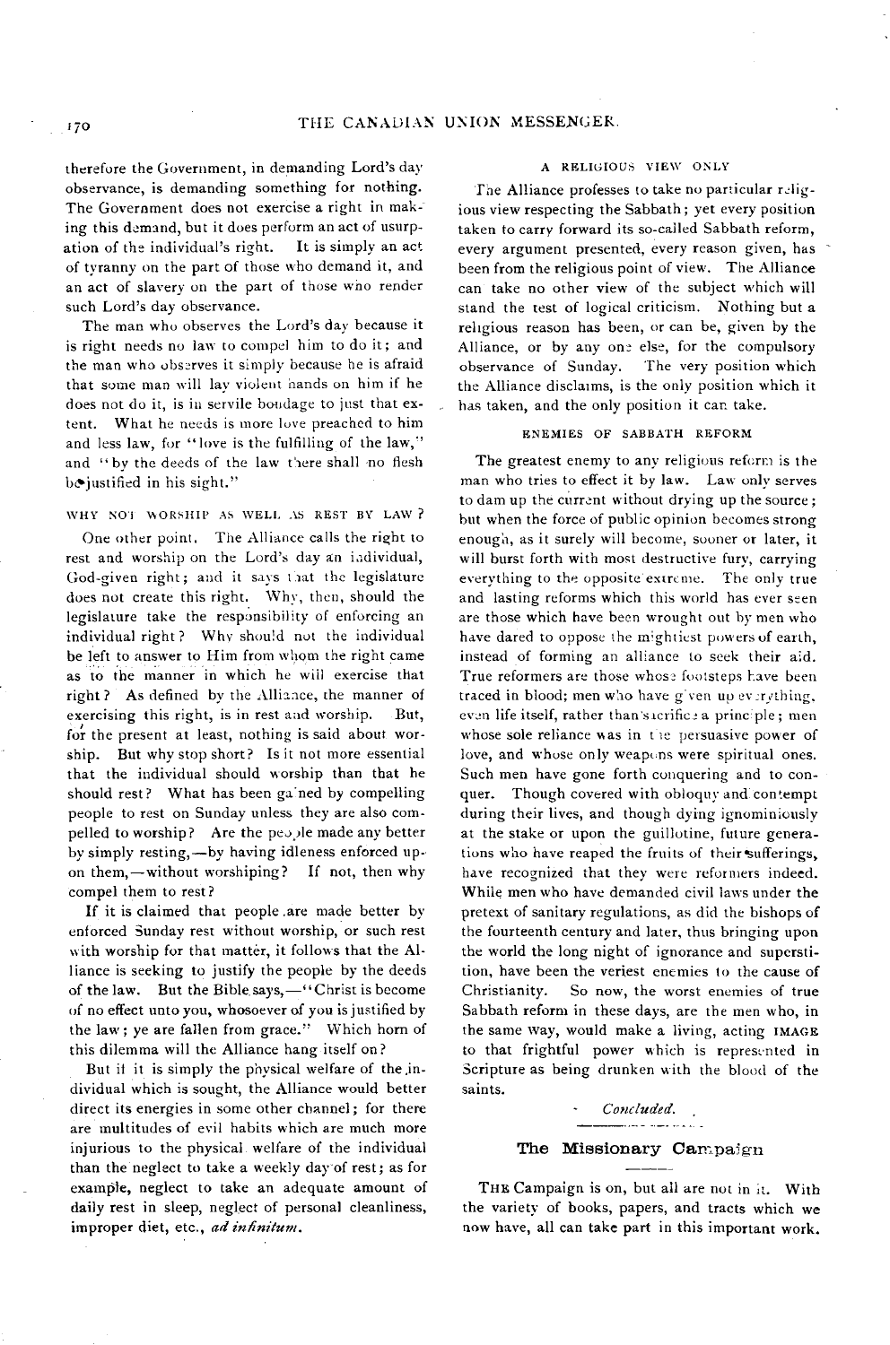therefore the Government, in demanding Lord's day observance, is demanding something for nothing. The Government does not exercise a right in making this demand, but it does perform an act of usurpation of the individual's right. It is simply an act of tyranny on the part of those who demand it, and an act of slavery on the part of those who render such Lord's day observance.

The man who observes the Lord's day because it is right needs no law to compel him to do it; and the man who observes it simply because he is afraid that some man will lay violent hands on him if he does not do it, is in servile bondage to just that extent. What he needs is more love preached to him and less law, for "love is the fulfilling of the law," and "by the deeds of the law there shall no flesh be justified in his sight."

### WHY NOT WORSHIP AS WELL AS REST BY LAW?

One other point. The Alliance calls the right to rest and worship on the Lord's day an individual, God-given right; and it says that the legislature does not create this right. Why, then, should the legislature take the responsibility of enforcing an individual right? Why should not the individual be left to answer to Him from whom the right came as to the manner in which he will exercise that right? As defined by the Alliance, the manner of exercising this right, is in rest and worship. But, for the present at least, nothing is said about worship. But why stop short? Is it not more essential that the individual should worship than that he should rest? What has been gained by compelling people to rest on Sunday unless they are also compelled to worship? Are the people made any better by simply resting,—by having idleness enforced upon them,—without worshiping? If not, then why compel them to rest?

If it is claimed that people are made better by enforced Sunday rest without worship, or such rest with worship for that matter, it follows that the Alliance is seeking to justify the people by the deeds of the law. But the Bible says,—"Christ is become of no effect unto you, whosoever of you is justified by the law; ye are fallen from grace." Which horn of this dilemma will the Alliance hang itself on?

But if it is simply the physical welfare of the individual which is sought, the Alliance would better direct its energies in some other channel; for there are multitudes of evil habits which are much more injurious to the physical welfare of the individual than the neglect to take a weekly day of rest; as for example, neglect to take an adequate amount of daily rest in sleep, neglect of personal cleanliness, improper diet, etc., *ad infinitum*.

### A RELIGIOUS VIEW ONLY

The Alliance professes to take no particular religious view respecting the Sabbath; yet every position taken to carry forward its so-called Sabbath reform, every argument presented, every reason given, has been from the religious point of view. The Alliance can take no other view of the subject which will stand the test of logical criticism. Nothing but a religious reason has been, or can be, given by the Alliance, or by any one else, for the compulsory observance of Sunday. The very position which the Alliance disclaims, is the only position which it has taken, and the only position it can take.

### ENEMIES OF SABBATH REFORM

The greatest enemy to any religious reform is the man who tries to effect it by law. Law only serves to dam up the current without drying up the source; but when the force of public opinion becomes strong enough, as it surely will become, sooner or later, it will burst forth with most destructive fury, carrying everything to the opposite extreme. The only true and lasting reforms which this world has ever seen are those which have been wrought out by men who have dared to oppose the mightiest powers of earth, instead of forming an alliance to seek their aid. True reformers are those whose footsteps have been traced in blood; men who have given up everything, even life itself, rather than sacrifice a principle; men whose sole reliance was in the persuasive power of love, and whose only weapons were spiritual ones. Such men have gone forth conquering and to conquer. Though covered with obloquy and contempt during their lives, and though dying ignominiously at the stake or upon the guillotine, future generations who have reaped the fruits of their sufferings, have recognized that they were reformers indeed. While men who have demanded civil laws under the pretext of sanitary regulations, as did the bishops of the fourteenth century and later, thus bringing upon the world the long night of ignorance and superstition, have been the veriest enemies to the cause of Christianity. So now, the worst enemies of true Sabbath reform in these days, are the men who, in the same way, would make a living, acting IMAGE to that frightful power which is represented in Scripture as being drunken with the blood of the saints.

*Concluded.*

## The Missionary Campaign

THE Campaign is on, but all are not in it. With the variety of books, papers, and tracts which we now have, all can take part in this important work.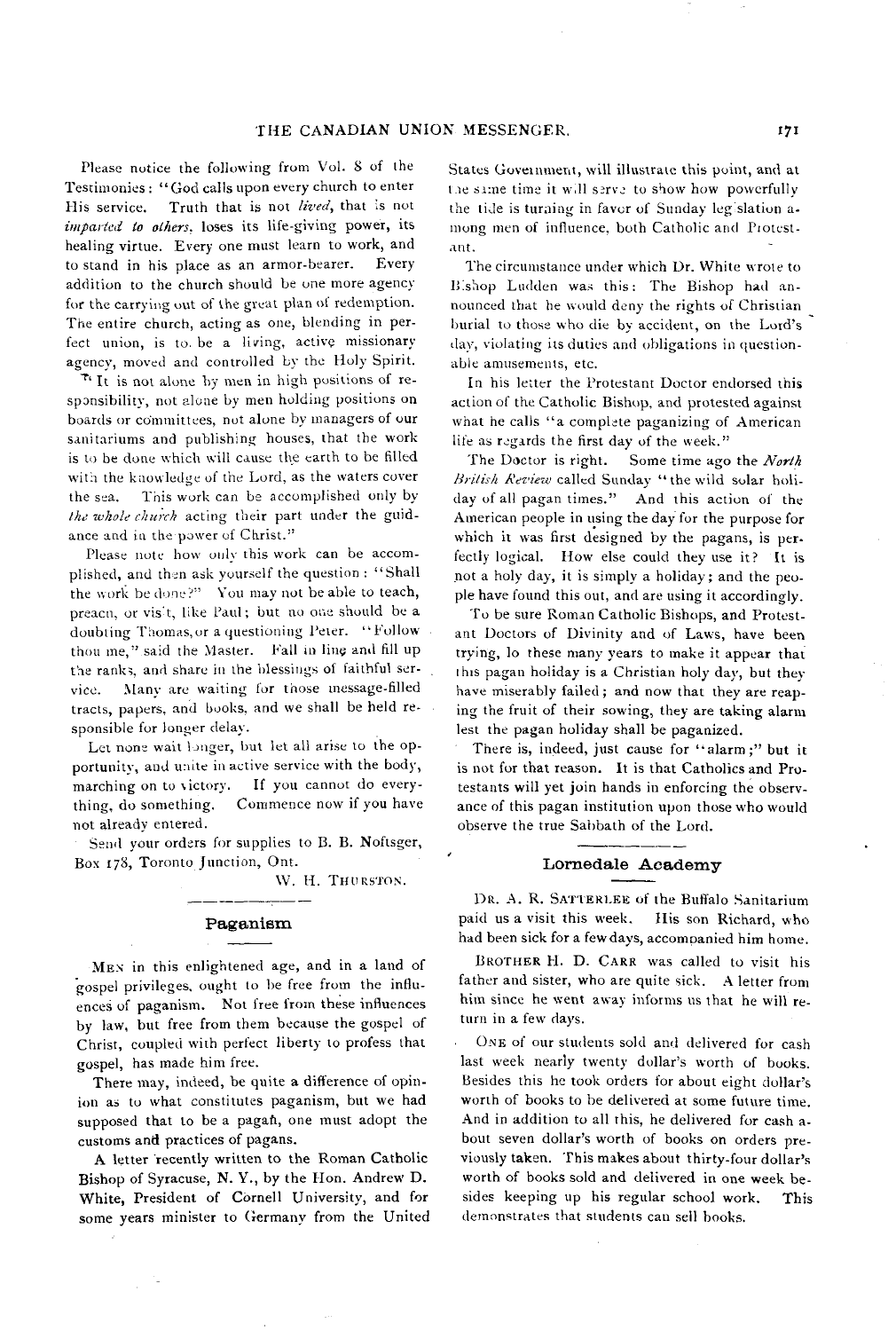Please notice the following from Vol. 8 of the Testimonies: "God calls upon every church to enter His service. Truth that is not *lived*, that is not *imparted to others*, loses its life-giving power, its healing virtue. Every one must learn to work, and to stand in his place as an armor-bearer. Every addition to the church should be one more agency for the carrying out of the great plan of redemption. The entire church, acting as one, blending in perfect union, is to be a living, active missionary agency, moved and controlled by the Holy Spirit.

"It is not alone by men in high positions of responsibility, not alone by men holding positions on boards or committees, not alone by managers of our sanitariums and publishing houses, that the work is to be done which will cause the earth to be filled with the knowledge of the Lord, as the waters cover the sea. This work can be accomplished only by *the whole church* acting their part under the guidance and in the power of Christ."

Please note how only this work can be accomplished, and then ask yourself the question: "Shall the work be done?" You may not be able to teach, preach, or visit, like Paul; but no one should be a doubting Thomas, or a questioning Peter. "Follow thou me," said the Master. Fall in line and fill up the ranks, and share in the blessings of faithful service. Many are waiting for those message-filled tracts, papers, and books, and we shall be held responsible for longer delay.

Let none wait longer, but let all arise to the opportunity, and unite in active service with the body, marching on to victory. If you cannot do everything, do something. Commence now if you have not already entered.

Send your orders for supplies to B. B. Noftsger, Box 178, Toronto Junction, Ont.

W. H. THURSTON.

## Paganism

MEN in this enlightened age, and in a land of gospel privileges, ought to be free from the influences of paganism. Not free from these influences by law, but free from them because the gospel of Christ, coupled with perfect liberty to profess that gospel, has made him free.

There may, indeed, be quite a difference of opinion as to what constitutes paganism, but we had supposed that to be a pagan, one must adopt the customs and practices of pagans.

A letter recently written to the Roman Catholic Bishop of Syracuse, N. Y., by the Hon. Andrew D. White, President of Cornell University, and for some years minister to Germany from the United States Government, will illustrate this point, and at the same time it will serve to show how powerfully the tide is turning in favor of Sunday legislation among men of influence, both Catholic and Protestant.

The circumstance under which Dr. White wrote to Bishop Ludden was this: The Bishop had announced that he would deny the rights of Christian burial to those who die by accident, on the Lord's day, violating its duties and obligations in questionable amusements, etc.

In his letter the Protestant Doctor endorsed this action of the Catholic Bishop, and protested against what he calls "a complete paganizing of American life as regards the first day of the week."

The Doctor is right. Some time ago the *North British Review* called Sunday "the wild solar holiday of all pagan times." And this action of the American people in using the day for the purpose for which it was first designed by the pagans, is perfectly logical. How else could they use it? It is not a holy day, it is simply a holiday; and the people have found this out, and are using it accordingly.

To be sure Roman Catholic Bishops, and Protestant Doctors of Divinity and of Laws, have been trying, lo these many years to make it appear that this pagan holiday is a Christian holy day, but they have miserably failed; and now that they are reaping the fruit of their sowing, they are taking alarm lest the pagan holiday shall be paganized.

There is, indeed, just cause for "alarm;" but it is not for that reason. It is that Catholics and Protestants will yet join hands in enforcing the observance of this pagan institution upon those who would observe the true Sabbath of the Lord.

## Lornedale Academy

DR. A. R. SATTERLEE of the Buffalo Sanitarium paid us a visit this week. His son Richard, who had been sick for a few days, accompanied him home.

BROTHER H. D. CARR was called to visit his father and sister, who are quite sick. A letter from him since he went away informs us that he will return in a few days.

ONE of our students sold and delivered for cash last week nearly twenty dollar's worth of books. Besides this he took orders for about eight dollar's worth of books to be delivered at some future time. And in addition to all this, he delivered for cash about seven dollar's worth of books on orders previously taken. This makes about thirty-four dollar's worth of books sold and delivered in one week besides keeping up his regular school work. This demonstrates that students can sell books.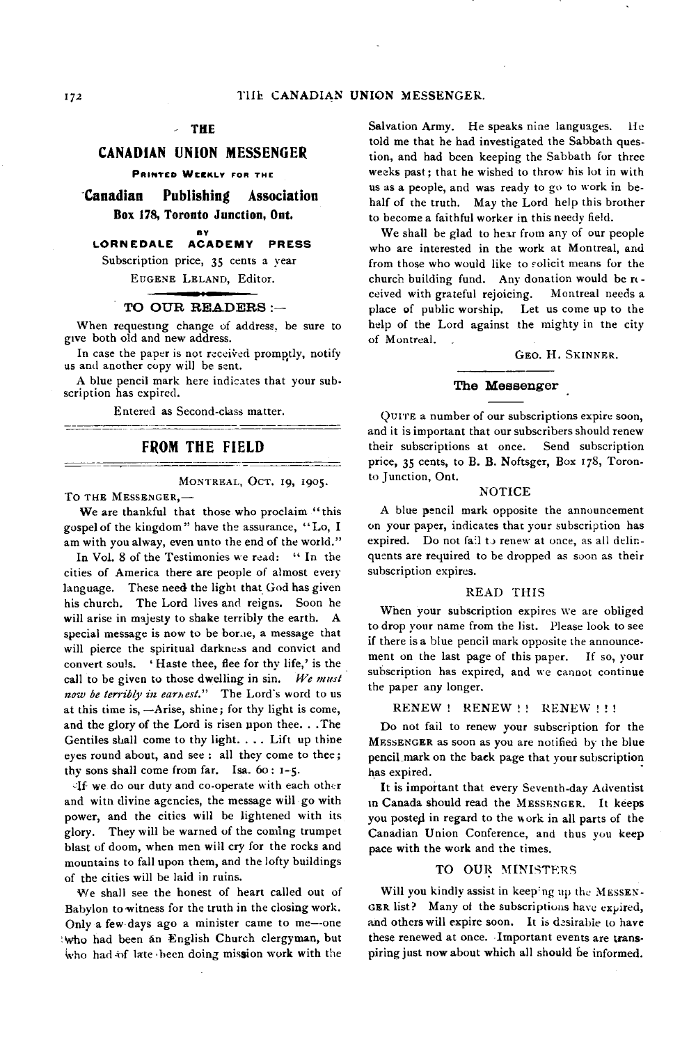# THE

# CANADIAN UNION MESSENGER

**PRINTED WEEKLY FOR THE**

## Canadian Publishing Association

**Box 178, Toronto Junction, Ont.**

BY

**LORNEDALE ACADEMY PRESS**

Subscription price, 35 cents a year

EUGENE LELAND, Editor.

### TO OUR READERS :—

When requesting change of address, be sure to give both old and new address.

In case the paper is not received promptly, notify us and another copy will be sent.

A blue pencil mark here indicates that your subscription has expired.

Entered as Second-class matter.

## FROM THE FIELD

MONTREAL, OCT. 19, 1905.

TO THE MESSENGER,—

We are thankful that those who proclaim "this gospel of the kingdom" have the assurance, "Lo, I am with you alway, even unto the end of the world."

In Vol. 8 of the Testimonies we read: "In the cities of America there are people of almost every language. These need the light that God has given his church. The Lord lives and reigns. Soon he will arise in majesty to shake terribly the earth. A special message is now to be borne, a message that will pierce the spiritual darkness and convict and convert souls. 'Haste thee, flee for thy life,' is the call to be given to those dwelling in sin. *We must now be terribly in earnest.*" The Lord's word to us at this time is, —Arise, shine; for thy light is come, and the glory of the Lord is risen upon thee. . . The Gentiles shall come to thy light. . . . Lift up thine eyes round about, and see: all they come to thee; thy sons shall come from far. Isa. 60: 1-5.

If we do our duty and co-operate with each other and with divine agencies, the message will go with power, and the cities will be lightened with its glory. They will be warned of the coming trumpet blast of doom, when men will cry for the rocks and mountains to fall upon them, and the lofty buildings of the cities will be laid in ruins.

We shall see the honest of heart called out of Babylon to witness for the truth in the closing work. Only a few days ago a minister came to me—one who had been an English Church clergyman, but who had of late been doing mission work with the Salvation Army. He speaks nine languages. He told me that he had investigated the Sabbath question, and had been keeping the Sabbath for three weeks past; that he wished to throw his lot in with us as a people, and was ready to go to work in behalf of the truth. May the Lord help this brother to become a faithful worker in this needy field.

We shall be glad to hear from any of our people who are interested in the work at Montreal, and from those who would like to solicit means for the church building fund. Any donation would be received with grateful rejoicing. Montreal needs a place of public worship. Let us come up to the help of the Lord against the mighty in the city of Montreal.

GEO. H. SKINNER.

## The Messenger

QUITE a number of our subscriptions expire soon, and it is important that our subscribers should renew their subscriptions at once. Send subscription price, 35 cents, to B. B. Noftsger, Box 178, Toronto Junction, Ont.

### NOTICE

A blue pencil mark opposite the announcement on your paper, indicates that your subscription has expired. Do not fail to renew at once, as all delinquents are required to be dropped as soon as their subscription expires.

### READ THIS

When your subscription expires we are obliged to drop your name from the list. Please look to see if there is a blue pencil mark opposite the announcement on the last page of this paper. If so, your subscription has expired, and we cannot continue the paper any longer.

### RENEW! RENEW!! RENEW!!!

Do not fail to renew your subscription for the MESSENGER as soon as you are notified by the blue pencil mark on the back page that your subscription has expired.

It is important that every Seventh-day Adventist in Canada should read the MESSENGER. It keeps you posted in regard to the work in all parts of the Canadian Union Conference, and thus you keep pace with the work and the times.

### TO OUR MINISTERS

Will you kindly assist in keeping up the MESSENGER list? Many of the subscriptions have expired, and others will expire soon. It is desirable to have these renewed at once. Important events are transpiring just now about which all should be informed.